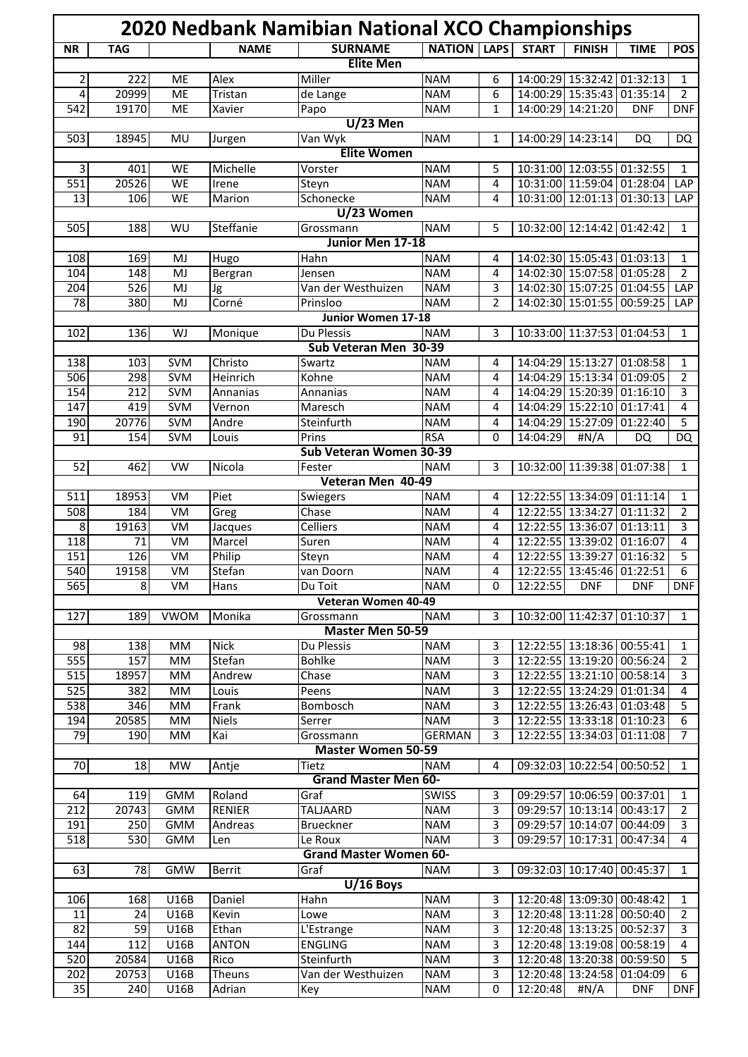# 2020 Nedbank Namibian National XCO Championships

| NR | TAG | | NAME | SURNAME | NATION | LAPS | START | FINISH | TIME | POS |
|---|---|---|---|---|---|---|---|---|---|---|
| | | | | **Elite Men** | | | | | | |
| 2 | 222 | ME | Alex | Miller | NAM | 6 | 14:00:29 | 15:32:42 | 01:32:13 | 1 |
| 4 | 20999 | ME | Tristan | de Lange | NAM | 6 | 14:00:29 | 15:35:43 | 01:35:14 | 2 |
| 542 | 19170 | ME | Xavier | Papo | NAM | 1 | 14:00:29 | 14:21:20 | DNF | DNF |
| | | | | **U/23 Men** | | | | | | |
| 503 | 18945 | MU | Jurgen | Van Wyk | NAM | 1 | 14:00:29 | 14:23:14 | DQ | DQ |
| | | | | **Elite Women** | | | | | | |
| 3 | 401 | WE | Michelle | Vorster | NAM | 5 | 10:31:00 | 12:03:55 | 01:32:55 | 1 |
| 551 | 20526 | WE | Irene | Steyn | NAM | 4 | 10:31:00 | 11:59:04 | 01:28:04 | LAP |
| 13 | 106 | WE | Marion | Schonecke | NAM | 4 | 10:31:00 | 12:01:13 | 01:30:13 | LAP |
| | | | | **U/23 Women** | | | | | | |
| 505 | 188 | WU | Steffanie | Grossmann | NAM | 5 | 10:32:00 | 12:14:42 | 01:42:42 | 1 |
| | | | | **Junior Men 17-18** | | | | | | |
| 108 | 169 | MJ | Hugo | Hahn | NAM | 4 | 14:02:30 | 15:05:43 | 01:03:13 | 1 |
| 104 | 148 | MJ | Bergran | Jensen | NAM | 4 | 14:02:30 | 15:07:58 | 01:05:28 | 2 |
| 204 | 526 | MJ | Jg | Van der Westhuizen | NAM | 3 | 14:02:30 | 15:07:25 | 01:04:55 | LAP |
| 78 | 380 | MJ | Corné | Prinsloo | NAM | 2 | 14:02:30 | 15:01:55 | 00:59:25 | LAP |
| | | | | **Junior Women 17-18** | | | | | | |
| 102 | 136 | WJ | Monique | Du Plessis | NAM | 3 | 10:33:00 | 11:37:53 | 01:04:53 | 1 |
| | | | | **Sub Veteran Men 30-39** | | | | | | |
| 138 | 103 | SVM | Christo | Swartz | NAM | 4 | 14:04:29 | 15:13:27 | 01:08:58 | 1 |
| 506 | 298 | SVM | Heinrich | Kohne | NAM | 4 | 14:04:29 | 15:13:34 | 01:09:05 | 2 |
| 154 | 212 | SVM | Annanias | Annanias | NAM | 4 | 14:04:29 | 15:20:39 | 01:16:10 | 3 |
| 147 | 419 | SVM | Vernon | Maresch | NAM | 4 | 14:04:29 | 15:22:10 | 01:17:41 | 4 |
| 190 | 20776 | SVM | Andre | Steinfurth | NAM | 4 | 14:04:29 | 15:27:09 | 01:22:40 | 5 |
| 91 | 154 | SVM | Louis | Prins | RSA | 0 | 14:04:29 | #N/A | DQ | DQ |
| | | | | **Sub Veteran Women 30-39** | | | | | | |
| 52 | 462 | VW | Nicola | Fester | NAM | 3 | 10:32:00 | 11:39:38 | 01:07:38 | 1 |
| | | | | **Veteran Men 40-49** | | | | | | |
| 511 | 18953 | VM | Piet | Swiegers | NAM | 4 | 12:22:55 | 13:34:09 | 01:11:14 | 1 |
| 508 | 184 | VM | Greg | Chase | NAM | 4 | 12:22:55 | 13:34:27 | 01:11:32 | 2 |
| 8 | 19163 | VM | Jacques | Celliers | NAM | 4 | 12:22:55 | 13:36:07 | 01:13:11 | 3 |
| 118 | 71 | VM | Marcel | Suren | NAM | 4 | 12:22:55 | 13:39:02 | 01:16:07 | 4 |
| 151 | 126 | VM | Philip | Steyn | NAM | 4 | 12:22:55 | 13:39:27 | 01:16:32 | 5 |
| 540 | 19158 | VM | Stefan | van Doorn | NAM | 4 | 12:22:55 | 13:45:46 | 01:22:51 | 6 |
| 565 | 8 | VM | Hans | Du Toit | NAM | 0 | 12:22:55 | DNF | DNF | DNF |
| | | | | **Veteran Women 40-49** | | | | | | |
| 127 | 189 | VWOM | Monika | Grossmann | NAM | 3 | 10:32:00 | 11:42:37 | 01:10:37 | 1 |
| | | | | **Master Men 50-59** | | | | | | |
| 98 | 138 | MM | Nick | Du Plessis | NAM | 3 | 12:22:55 | 13:18:36 | 00:55:41 | 1 |
| 555 | 157 | MM | Stefan | Bohlke | NAM | 3 | 12:22:55 | 13:19:20 | 00:56:24 | 2 |
| 515 | 18957 | MM | Andrew | Chase | NAM | 3 | 12:22:55 | 13:21:10 | 00:58:14 | 3 |
| 525 | 382 | MM | Louis | Peens | NAM | 3 | 12:22:55 | 13:24:29 | 01:01:34 | 4 |
| 538 | 346 | MM | Frank | Bombosch | NAM | 3 | 12:22:55 | 13:26:43 | 01:03:48 | 5 |
| 194 | 20585 | MM | Niels | Serrer | NAM | 3 | 12:22:55 | 13:33:18 | 01:10:23 | 6 |
| 79 | 190 | MM | Kai | Grossmann | GERMAN | 3 | 12:22:55 | 13:34:03 | 01:11:08 | 7 |
| | | | | **Master Women 50-59** | | | | | | |
| 70 | 18 | MW | Antje | Tietz | NAM | 4 | 09:32:03 | 10:22:54 | 00:50:52 | 1 |
| | | | | **Grand Master Men 60-** | | | | | | |
| 64 | 119 | GMM | Roland | Graf | SWISS | 3 | 09:29:57 | 10:06:59 | 00:37:01 | 1 |
| 212 | 20743 | GMM | RENIER | TALJAARD | NAM | 3 | 09:29:57 | 10:13:14 | 00:43:17 | 2 |
| 191 | 250 | GMM | Andreas | Brueckner | NAM | 3 | 09:29:57 | 10:14:07 | 00:44:09 | 3 |
| 518 | 530 | GMM | Len | Le Roux | NAM | 3 | 09:29:57 | 10:17:31 | 00:47:34 | 4 |
| | | | | **Grand Master Women 60-** | | | | | | |
| 63 | 78 | GMW | Berrit | Graf | NAM | 3 | 09:32:03 | 10:17:40 | 00:45:37 | 1 |
| | | | | **U/16 Boys** | | | | | | |
| 106 | 168 | U16B | Daniel | Hahn | NAM | 3 | 12:20:48 | 13:09:30 | 00:48:42 | 1 |
| 11 | 24 | U16B | Kevin | Lowe | NAM | 3 | 12:20:48 | 13:11:28 | 00:50:40 | 2 |
| 82 | 59 | U16B | Ethan | L'Estrange | NAM | 3 | 12:20:48 | 13:13:25 | 00:52:37 | 3 |
| 144 | 112 | U16B | ANTON | ENGLING | NAM | 3 | 12:20:48 | 13:19:08 | 00:58:19 | 4 |
| 520 | 20584 | U16B | Rico | Steinfurth | NAM | 3 | 12:20:48 | 13:20:38 | 00:59:50 | 5 |
| 202 | 20753 | U16B | Theuns | Van der Westhuizen | NAM | 3 | 12:20:48 | 13:24:58 | 01:04:09 | 6 |
| 35 | 240 | U16B | Adrian | Key | NAM | 0 | 12:20:48 | #N/A | DNF | DNF |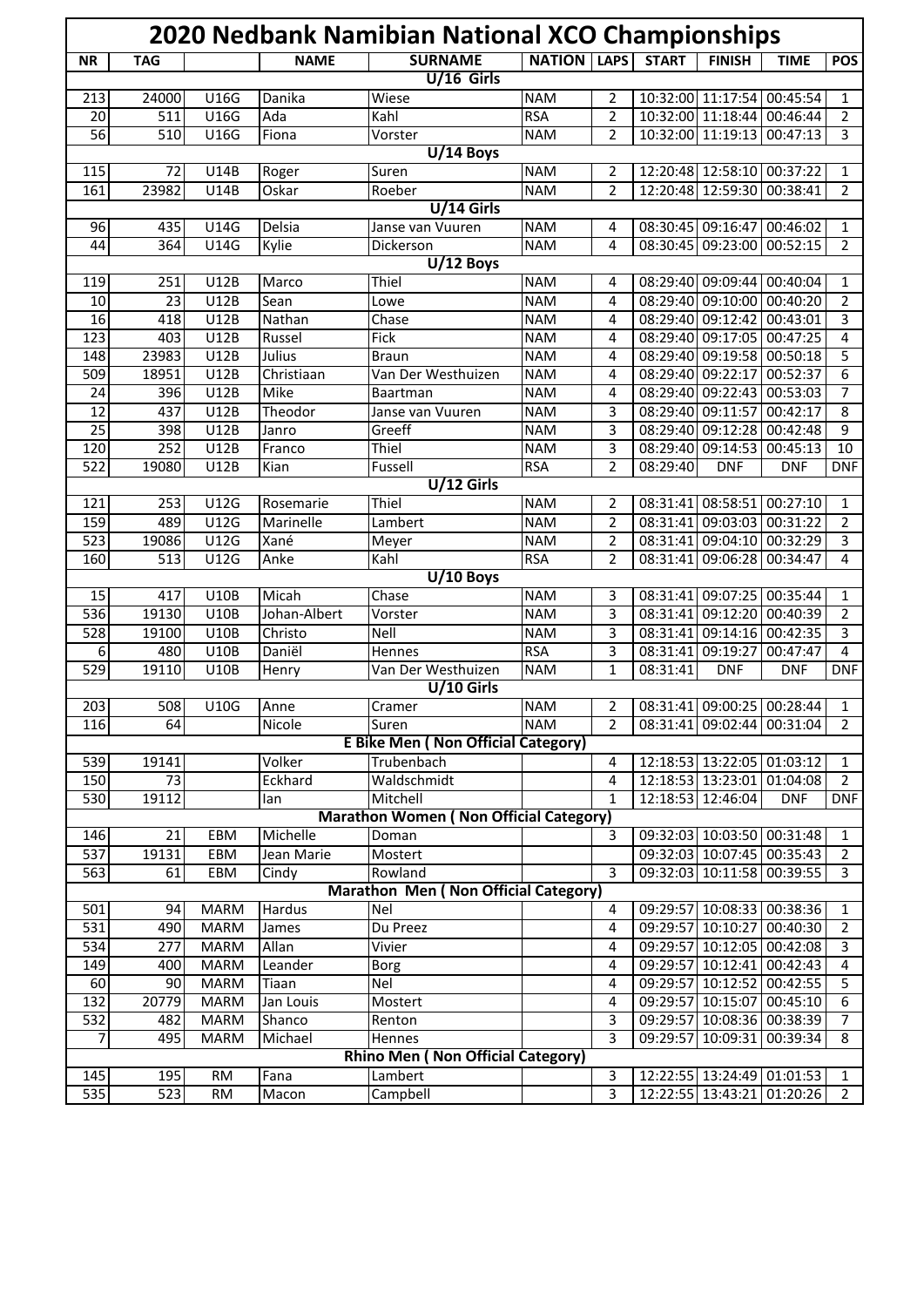# 2020 Nedbank Namibian National XCO Championships

| NR | TAG | | NAME | SURNAME | NATION | LAPS | START | FINISH | TIME | POS |
|---|---|---|---|---|---|---|---|---|---|---|
| | | | | U/16 Girls | | | | | | |
| 213 | 24000 | U16G | Danika | Wiese | NAM | 2 | 10:32:00 | 11:17:54 | 00:45:54 | 1 |
| 20 | 511 | U16G | Ada | Kahl | RSA | 2 | 10:32:00 | 11:18:44 | 00:46:44 | 2 |
| 56 | 510 | U16G | Fiona | Vorster | NAM | 2 | 10:32:00 | 11:19:13 | 00:47:13 | 3 |
| | | | | U/14 Boys | | | | | | |
| 115 | 72 | U14B | Roger | Suren | NAM | 2 | 12:20:48 | 12:58:10 | 00:37:22 | 1 |
| 161 | 23982 | U14B | Oskar | Roeber | NAM | 2 | 12:20:48 | 12:59:30 | 00:38:41 | 2 |
| | | | | U/14 Girls | | | | | | |
| 96 | 435 | U14G | Delsia | Janse van Vuuren | NAM | 4 | 08:30:45 | 09:16:47 | 00:46:02 | 1 |
| 44 | 364 | U14G | Kylie | Dickerson | NAM | 4 | 08:30:45 | 09:23:00 | 00:52:15 | 2 |
| | | | | U/12 Boys | | | | | | |
| 119 | 251 | U12B | Marco | Thiel | NAM | 4 | 08:29:40 | 09:09:44 | 00:40:04 | 1 |
| 10 | 23 | U12B | Sean | Lowe | NAM | 4 | 08:29:40 | 09:10:00 | 00:40:20 | 2 |
| 16 | 418 | U12B | Nathan | Chase | NAM | 4 | 08:29:40 | 09:12:42 | 00:43:01 | 3 |
| 123 | 403 | U12B | Russel | Fick | NAM | 4 | 08:29:40 | 09:17:05 | 00:47:25 | 4 |
| 148 | 23983 | U12B | Julius | Braun | NAM | 4 | 08:29:40 | 09:19:58 | 00:50:18 | 5 |
| 509 | 18951 | U12B | Christiaan | Van Der Westhuizen | NAM | 4 | 08:29:40 | 09:22:17 | 00:52:37 | 6 |
| 24 | 396 | U12B | Mike | Baartman | NAM | 4 | 08:29:40 | 09:22:43 | 00:53:03 | 7 |
| 12 | 437 | U12B | Theodor | Janse van Vuuren | NAM | 3 | 08:29:40 | 09:11:57 | 00:42:17 | 8 |
| 25 | 398 | U12B | Janro | Greeff | NAM | 3 | 08:29:40 | 09:12:28 | 00:42:48 | 9 |
| 120 | 252 | U12B | Franco | Thiel | NAM | 3 | 08:29:40 | 09:14:53 | 00:45:13 | 10 |
| 522 | 19080 | U12B | Kian | Fussell | RSA | 2 | 08:29:40 | DNF | DNF | DNF |
| | | | | U/12 Girls | | | | | | |
| 121 | 253 | U12G | Rosemarie | Thiel | NAM | 2 | 08:31:41 | 08:58:51 | 00:27:10 | 1 |
| 159 | 489 | U12G | Marinelle | Lambert | NAM | 2 | 08:31:41 | 09:03:03 | 00:31:22 | 2 |
| 523 | 19086 | U12G | Xané | Meyer | NAM | 2 | 08:31:41 | 09:04:10 | 00:32:29 | 3 |
| 160 | 513 | U12G | Anke | Kahl | RSA | 2 | 08:31:41 | 09:06:28 | 00:34:47 | 4 |
| | | | | U/10 Boys | | | | | | |
| 15 | 417 | U10B | Micah | Chase | NAM | 3 | 08:31:41 | 09:07:25 | 00:35:44 | 1 |
| 536 | 19130 | U10B | Johan-Albert | Vorster | NAM | 3 | 08:31:41 | 09:12:20 | 00:40:39 | 2 |
| 528 | 19100 | U10B | Christo | Nell | NAM | 3 | 08:31:41 | 09:14:16 | 00:42:35 | 3 |
| 6 | 480 | U10B | Daniël | Hennes | RSA | 3 | 08:31:41 | 09:19:27 | 00:47:47 | 4 |
| 529 | 19110 | U10B | Henry | Van Der Westhuizen | NAM | 1 | 08:31:41 | DNF | DNF | DNF |
| | | | | U/10 Girls | | | | | | |
| 203 | 508 | U10G | Anne | Cramer | NAM | 2 | 08:31:41 | 09:00:25 | 00:28:44 | 1 |
| 116 | 64 | | Nicole | Suren | NAM | 2 | 08:31:41 | 09:02:44 | 00:31:04 | 2 |
| | | | | E Bike Men ( Non Official Category) | | | | | | |
| 539 | 19141 | | Volker | Trubenbach | | 4 | 12:18:53 | 13:22:05 | 01:03:12 | 1 |
| 150 | 73 | | Eckhard | Waldschmidt | | 4 | 12:18:53 | 13:23:01 | 01:04:08 | 2 |
| 530 | 19112 | | Ian | Mitchell | | 1 | 12:18:53 | 12:46:04 | DNF | DNF |
| | | | | Marathon Women ( Non Official Category) | | | | | | |
| 146 | 21 | EBM | Michelle | Doman | | 3 | 09:32:03 | 10:03:50 | 00:31:48 | 1 |
| 537 | 19131 | EBM | Jean Marie | Mostert | | | 09:32:03 | 10:07:45 | 00:35:43 | 2 |
| 563 | 61 | EBM | Cindy | Rowland | | 3 | 09:32:03 | 10:11:58 | 00:39:55 | 3 |
| | | | | Marathon Men ( Non Official Category) | | | | | | |
| 501 | 94 | MARM | Hardus | Nel | | 4 | 09:29:57 | 10:08:33 | 00:38:36 | 1 |
| 531 | 490 | MARM | James | Du Preez | | 4 | 09:29:57 | 10:10:27 | 00:40:30 | 2 |
| 534 | 277 | MARM | Allan | Vivier | | 4 | 09:29:57 | 10:12:05 | 00:42:08 | 3 |
| 149 | 400 | MARM | Leander | Borg | | 4 | 09:29:57 | 10:12:41 | 00:42:43 | 4 |
| 60 | 90 | MARM | Tiaan | Nel | | 4 | 09:29:57 | 10:12:52 | 00:42:55 | 5 |
| 132 | 20779 | MARM | Jan Louis | Mostert | | 4 | 09:29:57 | 10:15:07 | 00:45:10 | 6 |
| 532 | 482 | MARM | Shanco | Renton | | 3 | 09:29:57 | 10:08:36 | 00:38:39 | 7 |
| 7 | 495 | MARM | Michael | Hennes | | 3 | 09:29:57 | 10:09:31 | 00:39:34 | 8 |
| | | | | Rhino Men ( Non Official Category) | | | | | | |
| 145 | 195 | RM | Fana | Lambert | | 3 | 12:22:55 | 13:24:49 | 01:01:53 | 1 |
| 535 | 523 | RM | Macon | Campbell | | 3 | 12:22:55 | 13:43:21 | 01:20:26 | 2 |